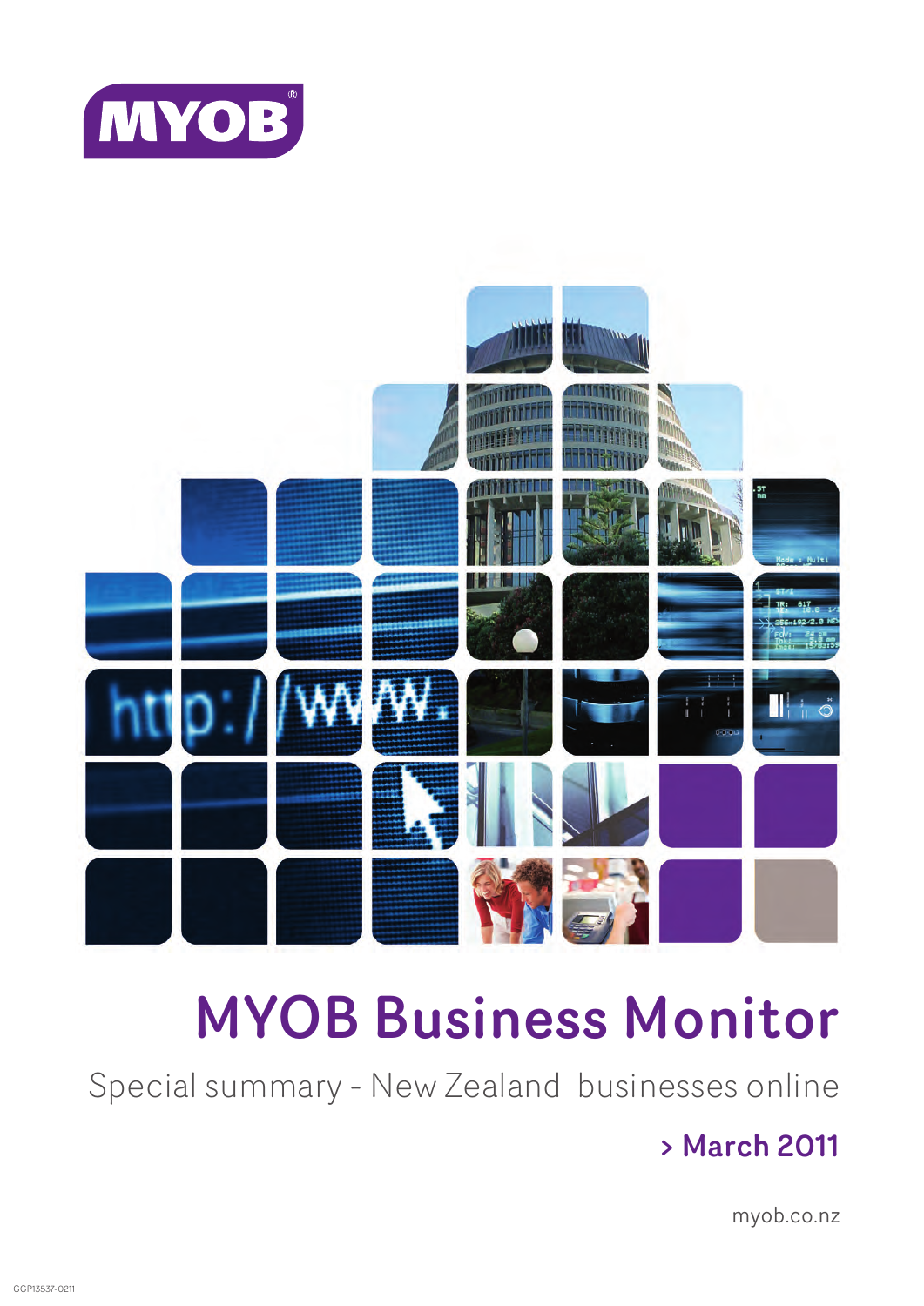MYOB

# MYOB Business Monitor

Special summary - New Zealand businesses online

> March 2011

myob.co.nz

GGP13537-0211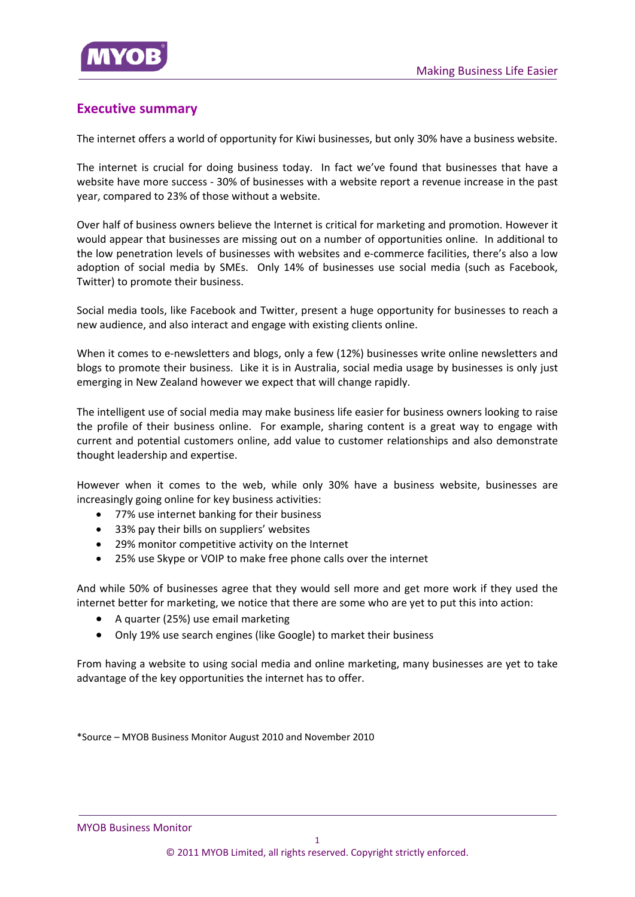## Executive summary

The internet offers a world of opportunity for Kiwi businesses, but only 30% have a business website.

The internet is crucial for doing business today. In fact we've found that businesses that have a website have more success - 30% of businesses with a website report a revenue increase in the past year, compared to 23% of those without a website.

Over half of business owners believe the Internet is critical for marketing and promotion. However it would appear that businesses are missing out on a number of opportunities online. In additional to the low penetration levels of businesses with websites and e-commerce facilities, there's also a low adoption of social media by SMEs. Only 14% of businesses use social media (such as Facebook, Twitter) to promote their business.

Social media tools, like Facebook and Twitter, present a huge opportunity for businesses to reach a new audience, and also interact and engage with existing clients online.

When it comes to e-newsletters and blogs, only a few (12%) businesses write online newsletters and blogs to promote their business. Like it is in Australia, social media usage by businesses is only just emerging in New Zealand however we expect that will change rapidly.

The intelligent use of social media may make business life easier for business owners looking to raise the profile of their business online. For example, sharing content is a great way to engage with current and potential customers online, add value to customer relationships and also demonstrate thought leadership and expertise.

However when it comes to the web, while only 30% have a business website, businesses are increasingly going online for key business activities:

- 77% use internet banking for their business
- 33% pay their bills on suppliers' websites
- 29% monitor competitive activity on the Internet
- 25% use Skype or VOIP to make free phone calls over the internet

And while 50% of businesses agree that they would sell more and get more work if they used the internet better for marketing, we notice that there are some who are yet to put this into action:

- A quarter (25%) use email marketing
- Only 19% use search engines (like Google) to market their business

From having a website to using social media and online marketing, many businesses are yet to take advantage of the key opportunities the internet has to offer.

*Source – MYOB Business Monitor August 2010 and November 2010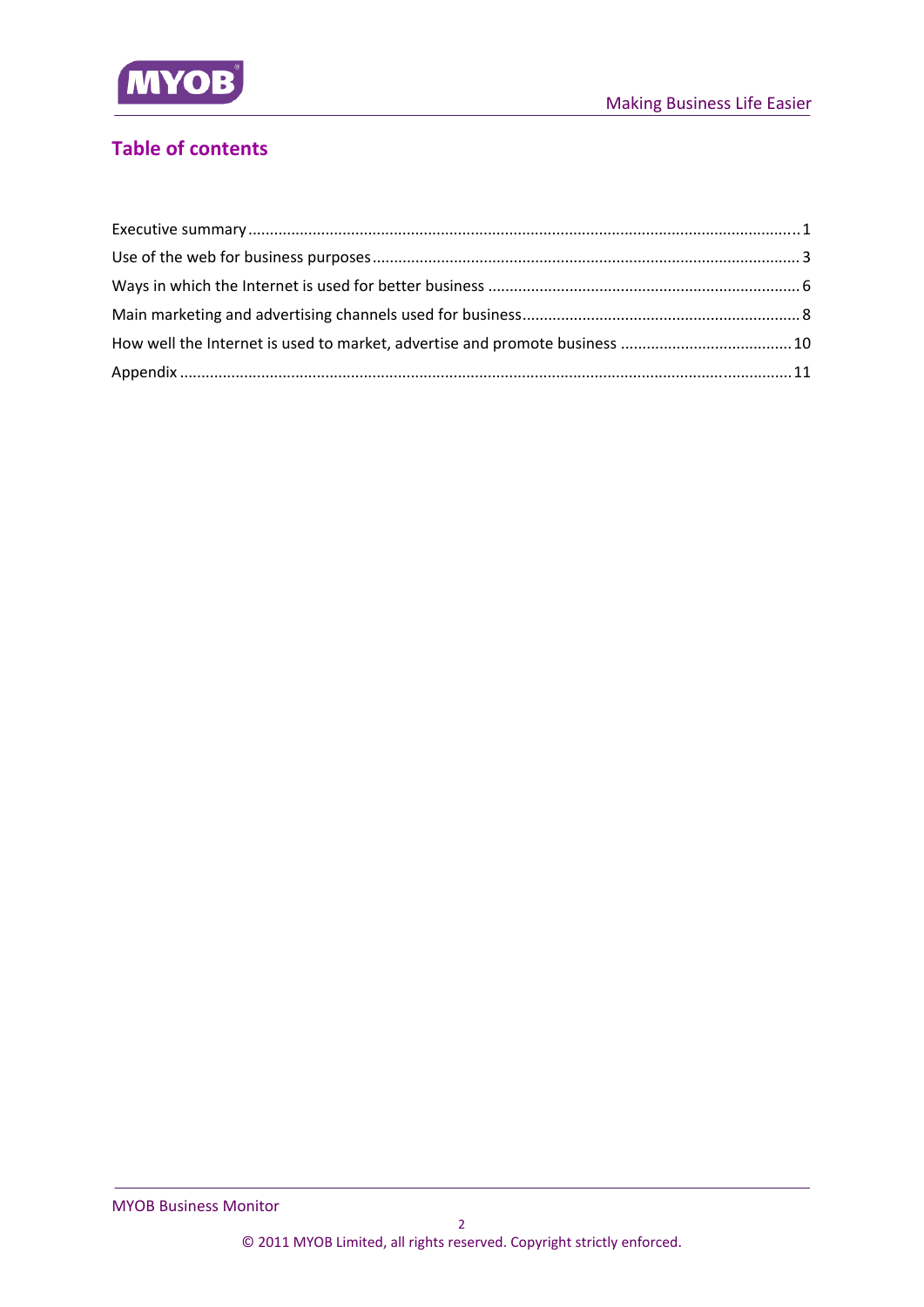## Table of contents

Executive summary ........................................................................................................................... 1

Use of the web for business purposes ................................................................................................. 3

Ways in which the Internet is used for better business ........................................................................ 6

Main marketing and advertising channels used for business ............................................................... 8

How well the Internet is used to market, advertise and promote business ......................................... 10

Appendix .......................................................................................................................................... 11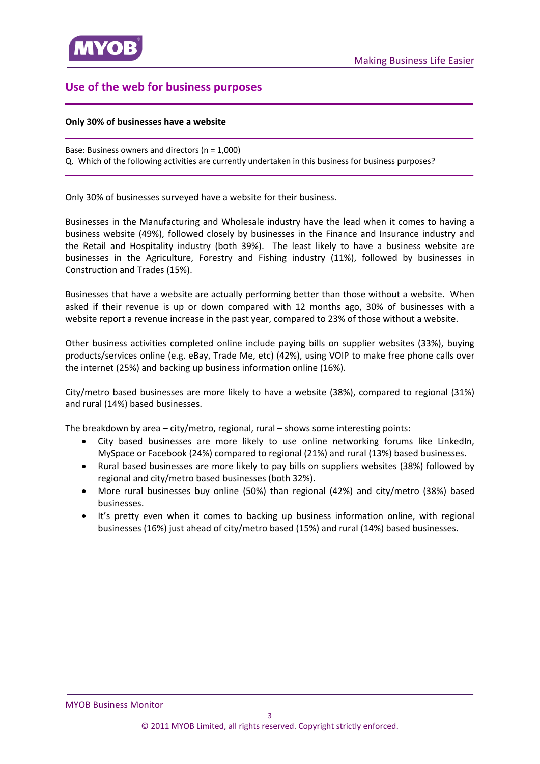## Use of the web for business purposes

**Only 30% of businesses have a website**

Base: Business owners and directors (n = 1,000)
Q. Which of the following activities are currently undertaken in this business for business purposes?

Only 30% of businesses surveyed have a website for their business.

Businesses in the Manufacturing and Wholesale industry have the lead when it comes to having a business website (49%), followed closely by businesses in the Finance and Insurance industry and the Retail and Hospitality industry (both 39%). The least likely to have a business website are businesses in the Agriculture, Forestry and Fishing industry (11%), followed by businesses in Construction and Trades (15%).

Businesses that have a website are actually performing better than those without a website. When asked if their revenue is up or down compared with 12 months ago, 30% of businesses with a website report a revenue increase in the past year, compared to 23% of those without a website.

Other business activities completed online include paying bills on supplier websites (33%), buying products/services online (e.g. eBay, Trade Me, etc) (42%), using VOIP to make free phone calls over the internet (25%) and backing up business information online (16%).

City/metro based businesses are more likely to have a website (38%), compared to regional (31%) and rural (14%) based businesses.

The breakdown by area – city/metro, regional, rural – shows some interesting points:

- City based businesses are more likely to use online networking forums like LinkedIn, MySpace or Facebook (24%) compared to regional (21%) and rural (13%) based businesses.
- Rural based businesses are more likely to pay bills on suppliers websites (38%) followed by regional and city/metro based businesses (both 32%).
- More rural businesses buy online (50%) than regional (42%) and city/metro (38%) based businesses.
- It's pretty even when it comes to backing up business information online, with regional businesses (16%) just ahead of city/metro based (15%) and rural (14%) based businesses.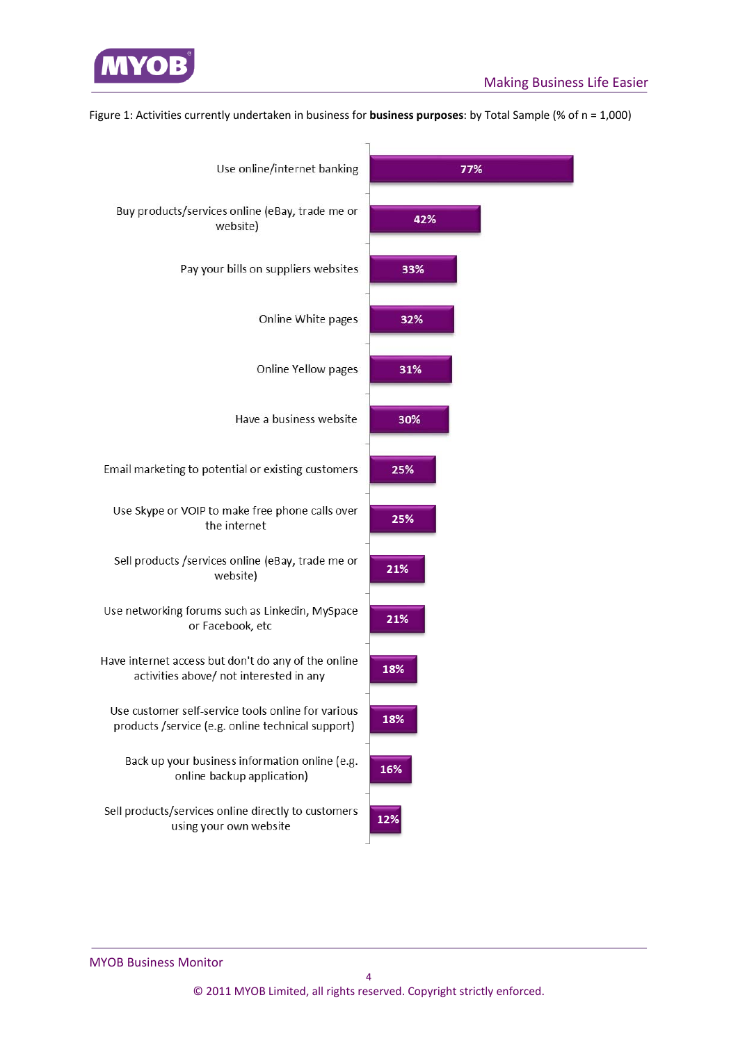Figure 1: Activities currently undertaken in business for **business purposes**: by Total Sample (% of n = 1,000)

Use online/internet banking 77%

Buy products/services online (eBay, trade me or website) 42%

Pay your bills on suppliers websites 33%

Online White pages 32%

Online Yellow pages 31%

Have a business website 30%

Email marketing to potential or existing customers 25%

Use Skype or VOIP to make free phone calls over the internet 25%

Sell products /services online (eBay, trade me or website) 21%

Use networking forums such as Linkedin, MySpace or Facebook, etc 21%

Have internet access but don't do any of the online activities above/ not interested in any 18%

Use customer self-service tools online for various products /service (e.g. online technical support) 18%

Back up your business information online (e.g. online backup application) 16%

Sell products/services online directly to customers using your own website 12%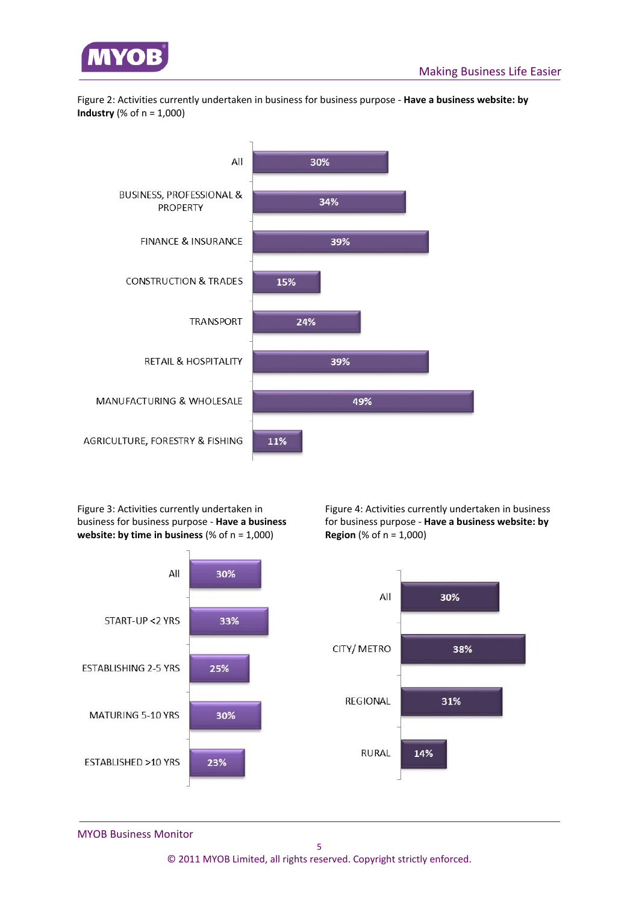Figure 2: Activities currently undertaken in business for business purpose - **Have a business website: by Industry** (% of n = 1,000)

All
30%
BUSINESS, PROFESSIONAL & PROPERTY
34%
FINANCE & INSURANCE
39%
CONSTRUCTION & TRADES
15%
TRANSPORT
24%
RETAIL & HOSPITALITY
39%
MANUFACTURING & WHOLESALE
49%
AGRICULTURE, FORESTRY & FISHING
11%

Figure 3: Activities currently undertaken in business for business purpose - **Have a business website: by time in business** (% of n = 1,000)

All
30%
START-UP <2 YRS
33%
ESTABLISHING 2-5 YRS
25%
MATURING 5-10 YRS
30%
ESTABLISHED >10 YRS
23%

Figure 4: Activities currently undertaken in business for business purpose - **Have a business website: by Region** (% of n = 1,000)

All
30%
CITY/ METRO
38%
REGIONAL
31%
RURAL
14%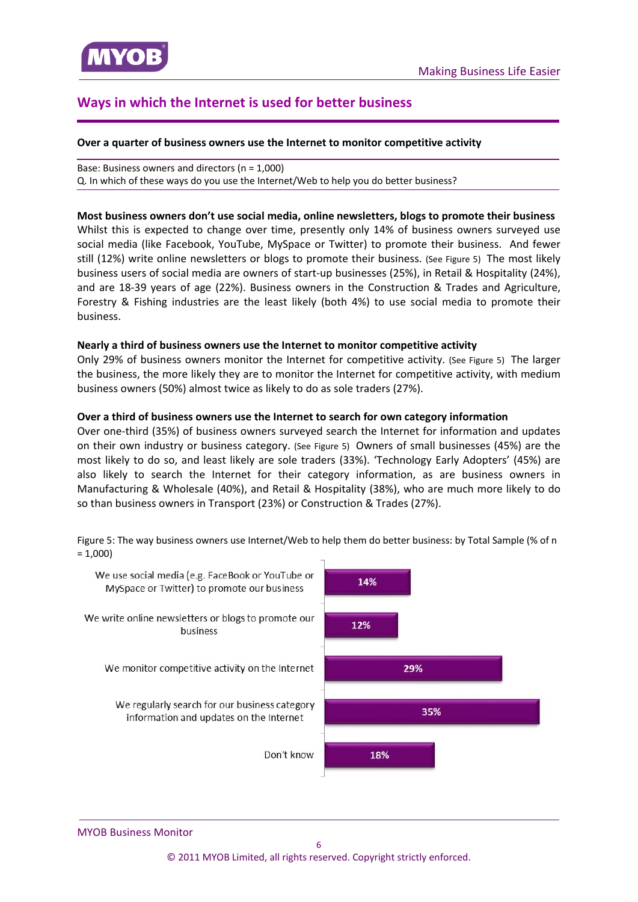## Ways in which the Internet is used for better business

**Over a quarter of business owners use the Internet to monitor competitive activity**

Base: Business owners and directors (n = 1,000)
Q. In which of these ways do you use the Internet/Web to help you do better business?

**Most business owners don't use social media, online newsletters, blogs to promote their business**
Whilst this is expected to change over time, presently only 14% of business owners surveyed use social media (like Facebook, YouTube, MySpace or Twitter) to promote their business. And fewer still (12%) write online newsletters or blogs to promote their business. (See Figure 5) The most likely business users of social media are owners of start-up businesses (25%), in Retail & Hospitality (24%), and are 18-39 years of age (22%). Business owners in the Construction & Trades and Agriculture, Forestry & Fishing industries are the least likely (both 4%) to use social media to promote their business.

**Nearly a third of business owners use the Internet to monitor competitive activity**
Only 29% of business owners monitor the Internet for competitive activity. (See Figure 5) The larger the business, the more likely they are to monitor the Internet for competitive activity, with medium business owners (50%) almost twice as likely to do as sole traders (27%).

**Over a third of business owners use the Internet to search for own category information**
Over one-third (35%) of business owners surveyed search the Internet for information and updates on their own industry or business category. (See Figure 5) Owners of small businesses (45%) are the most likely to do so, and least likely are sole traders (33%). 'Technology Early Adopters' (45%) are also likely to search the Internet for their category information, as are business owners in Manufacturing & Wholesale (40%), and Retail & Hospitality (38%), who are much more likely to do so than business owners in Transport (23%) or Construction & Trades (27%).

Figure 5: The way business owners use Internet/Web to help them do better business: by Total Sample (% of n = 1,000)

We use social media (e.g. FaceBook or YouTube or MySpace or Twitter) to promote our business
14%
We write online newsletters or blogs to promote our business
12%
We monitor competitive activity on the Internet
29%
We regularly search for our business category information and updates on the Internet
35%
Don't know
18%

MYOB Business Monitor

© 2011 MYOB Limited, all rights reserved. Copyright strictly enforced.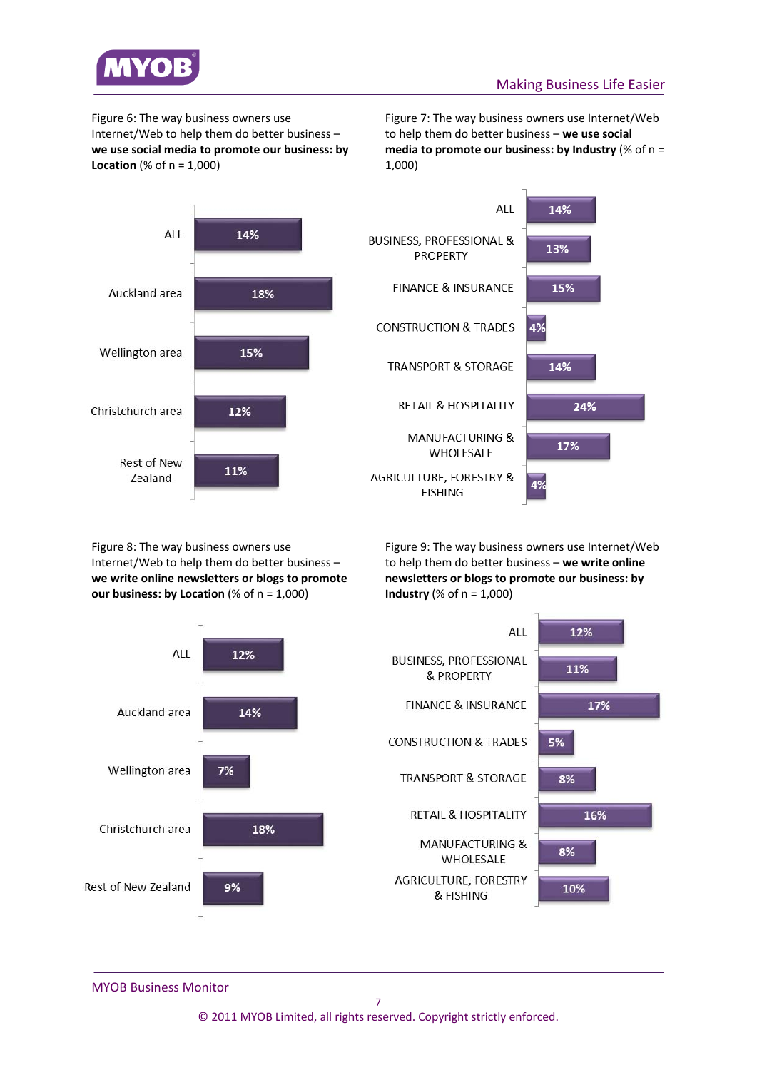Figure 6: The way business owners use Internet/Web to help them do better business – **we use social media to promote our business: by Location** (% of n = 1,000)

ALL 14%
Auckland area 18%
Wellington area 15%
Christchurch area 12%
Rest of New Zealand 11%

Figure 7: The way business owners use Internet/Web to help them do better business – **we use social media to promote our business: by Industry** (% of n = 1,000)

ALL 14%
BUSINESS, PROFESSIONAL & PROPERTY 13%
FINANCE & INSURANCE 15%
CONSTRUCTION & TRADES 4%
TRANSPORT & STORAGE 14%
RETAIL & HOSPITALITY 24%
MANUFACTURING & WHOLESALE 17%
AGRICULTURE, FORESTRY & FISHING 4%

Figure 8: The way business owners use Internet/Web to help them do better business – **we write online newsletters or blogs to promote our business: by Location** (% of n = 1,000)

ALL 12%
Auckland area 14%
Wellington area 7%
Christchurch area 18%
Rest of New Zealand 9%

Figure 9: The way business owners use Internet/Web to help them do better business – **we write online newsletters or blogs to promote our business: by Industry** (% of n = 1,000)

ALL 12%
BUSINESS, PROFESSIONAL & PROPERTY 11%
FINANCE & INSURANCE 17%
CONSTRUCTION & TRADES 5%
TRANSPORT & STORAGE 8%
RETAIL & HOSPITALITY 16%
MANUFACTURING & WHOLESALE 8%
AGRICULTURE, FORESTRY & FISHING 10%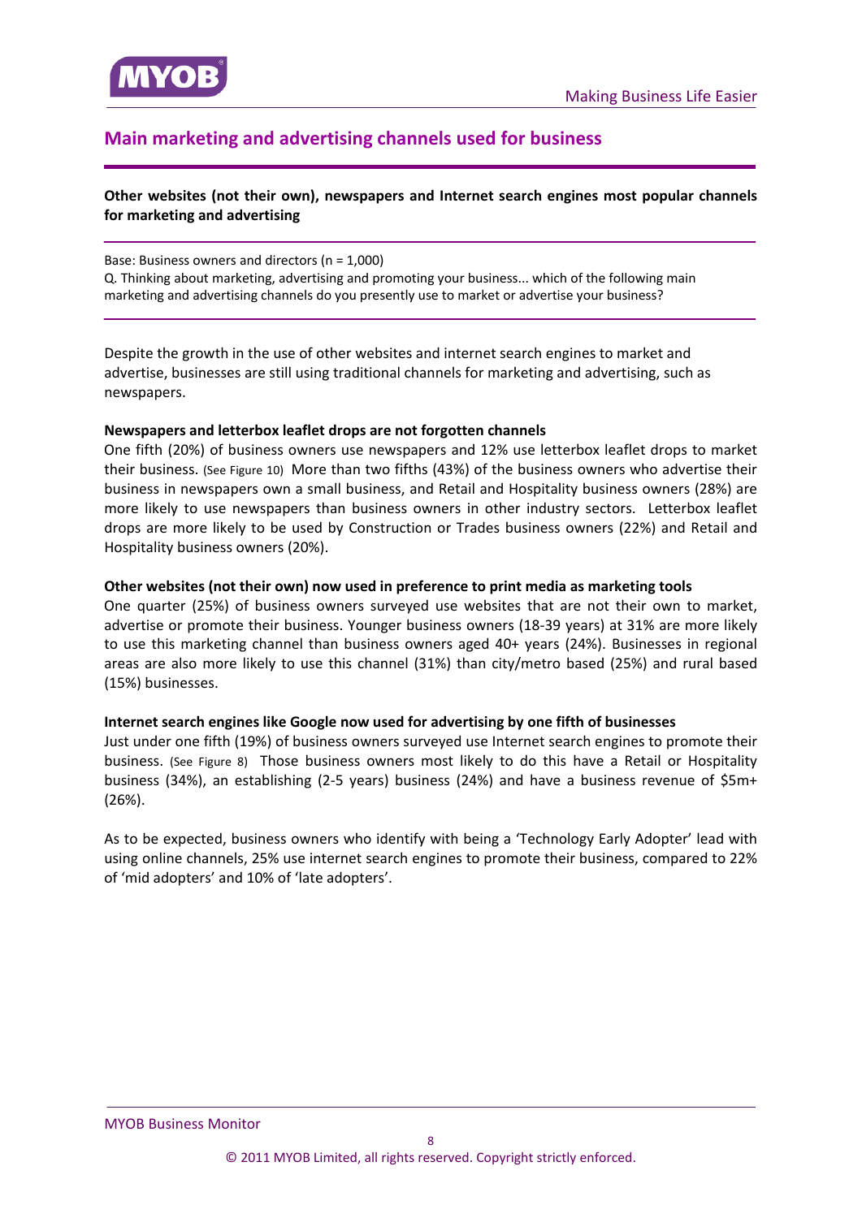## Main marketing and advertising channels used for business

**Other websites (not their own), newspapers and Internet search engines most popular channels for marketing and advertising**

Base: Business owners and directors (n = 1,000)
Q. Thinking about marketing, advertising and promoting your business... which of the following main marketing and advertising channels do you presently use to market or advertise your business?

Despite the growth in the use of other websites and internet search engines to market and advertise, businesses are still using traditional channels for marketing and advertising, such as newspapers.

**Newspapers and letterbox leaflet drops are not forgotten channels**

One fifth (20%) of business owners use newspapers and 12% use letterbox leaflet drops to market their business. (See Figure 10) More than two fifths (43%) of the business owners who advertise their business in newspapers own a small business, and Retail and Hospitality business owners (28%) are more likely to use newspapers than business owners in other industry sectors. Letterbox leaflet drops are more likely to be used by Construction or Trades business owners (22%) and Retail and Hospitality business owners (20%).

**Other websites (not their own) now used in preference to print media as marketing tools**

One quarter (25%) of business owners surveyed use websites that are not their own to market, advertise or promote their business. Younger business owners (18-39 years) at 31% are more likely to use this marketing channel than business owners aged 40+ years (24%). Businesses in regional areas are also more likely to use this channel (31%) than city/metro based (25%) and rural based (15%) businesses.

**Internet search engines like Google now used for advertising by one fifth of businesses**

Just under one fifth (19%) of business owners surveyed use Internet search engines to promote their business. (See Figure 8) Those business owners most likely to do this have a Retail or Hospitality business (34%), an establishing (2-5 years) business (24%) and have a business revenue of $5m+ (26%).

As to be expected, business owners who identify with being a 'Technology Early Adopter' lead with using online channels, 25% use internet search engines to promote their business, compared to 22% of 'mid adopters' and 10% of 'late adopters'.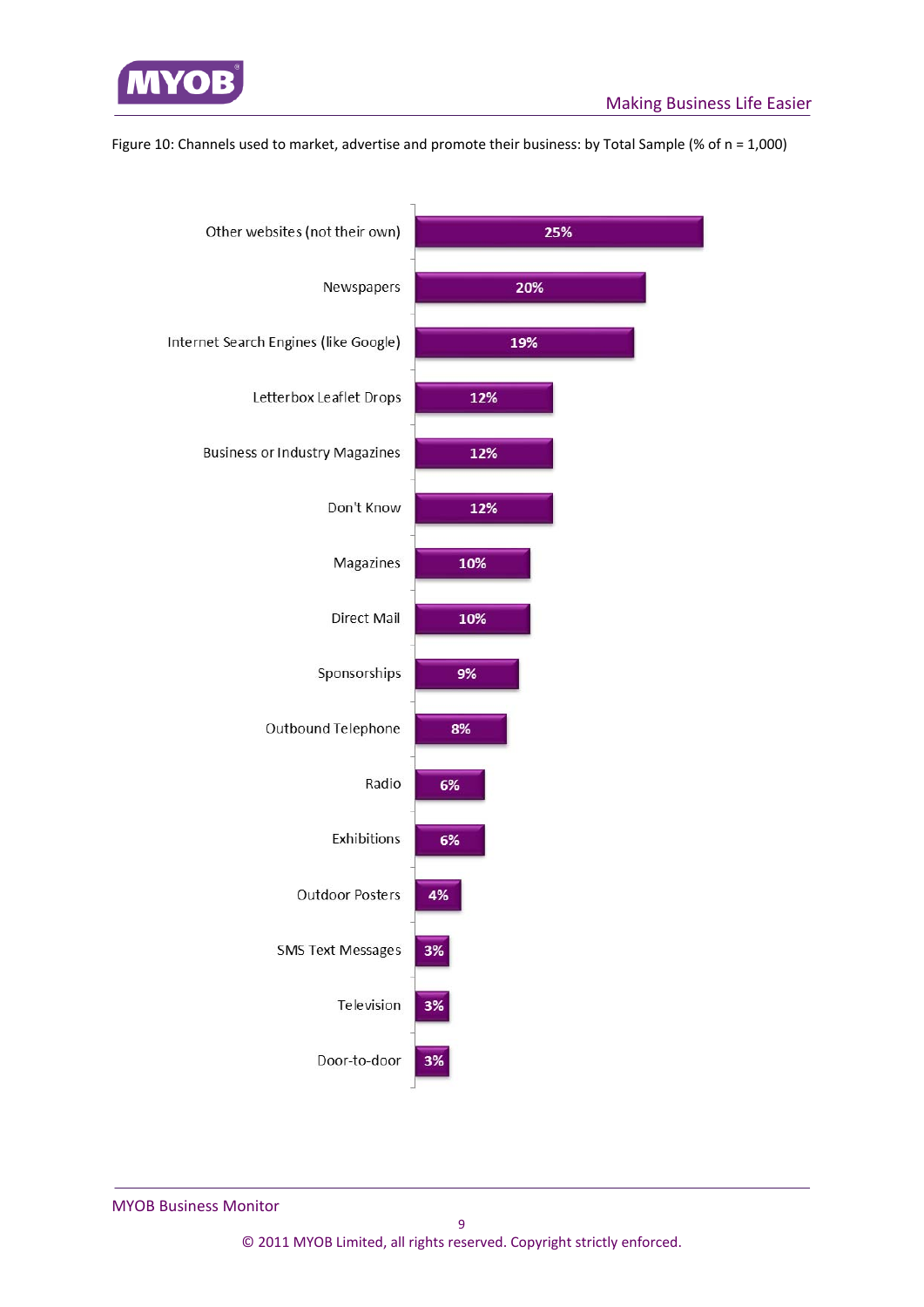Figure 10: Channels used to market, advertise and promote their business: by Total Sample (% of n = 1,000)

Other websites (not their own) 25%

Newspapers 20%

Internet Search Engines (like Google) 19%

Letterbox Leaflet Drops 12%

Business or Industry Magazines 12%

Don't Know 12%

Magazines 10%

Direct Mail 10%

Sponsorships 9%

Outbound Telephone 8%

Radio 6%

Exhibitions 6%

Outdoor Posters 4%

SMS Text Messages 3%

Television 3%

Door-to-door 3%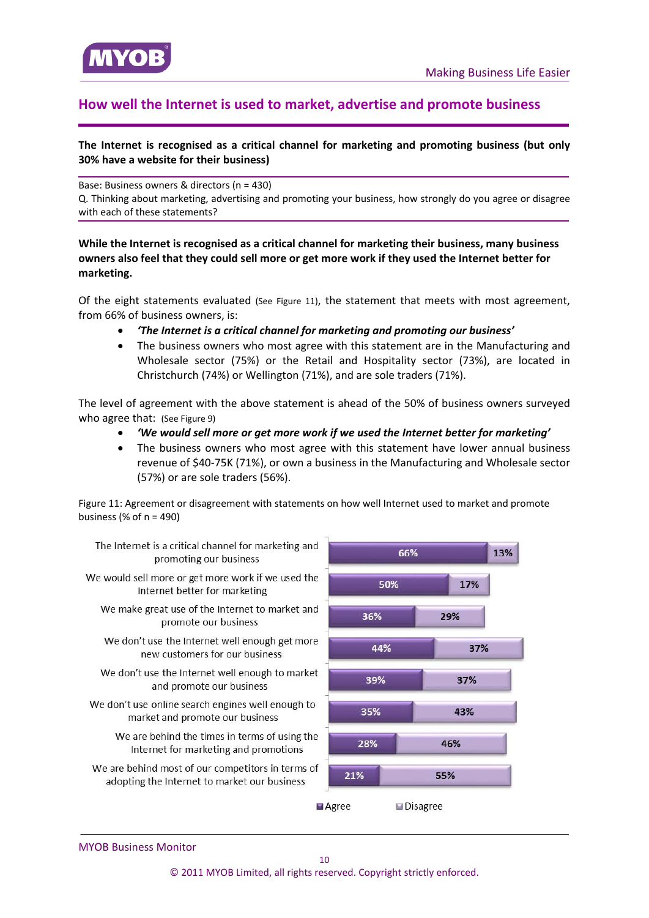## How well the Internet is used to market, advertise and promote business

**The Internet is recognised as a critical channel for marketing and promoting business (but only 30% have a website for their business)**

Base: Business owners & directors (n = 430)
Q. Thinking about marketing, advertising and promoting your business, how strongly do you agree or disagree with each of these statements?

**While the Internet is recognised as a critical channel for marketing their business, many business owners also feel that they could sell more or get more work if they used the Internet better for marketing.**

Of the eight statements evaluated (See Figure 11), the statement that meets with most agreement, from 66% of business owners, is:

- ***'The Internet is a critical channel for marketing and promoting our business'***
- The business owners who most agree with this statement are in the Manufacturing and Wholesale sector (75%) or the Retail and Hospitality sector (73%), are located in Christchurch (74%) or Wellington (71%), and are sole traders (71%).

The level of agreement with the above statement is ahead of the 50% of business owners surveyed who agree that: (See Figure 9)

- ***'We would sell more or get more work if we used the Internet better for marketing'***
- The business owners who most agree with this statement have lower annual business revenue of \$40-75K (71%), or own a business in the Manufacturing and Wholesale sector (57%) or are sole traders (56%).

Figure 11: Agreement or disagreement with statements on how well Internet used to market and promote business (% of n = 490)

The Internet is a critical channel for marketing and promoting our business 66% 13%
We would sell more or get more work if we used the Internet better for marketing 50% 17%
We make great use of the Internet to market and promote our business 36% 29%
We don't use the Internet well enough get more new customers for our business 44% 37%
We don't use the Internet well enough to market and promote our business 39% 37%
We don't use online search engines well enough to market and promote our business 35% 43%
We are behind the times in terms of using the Internet for marketing and promotions 28% 46%
We are behind most of our competitors in terms of adopting the Internet to market our business 21% 55%

Agree
Disagree

MYOB Business Monitor

© 2011 MYOB Limited, all rights reserved. Copyright strictly enforced.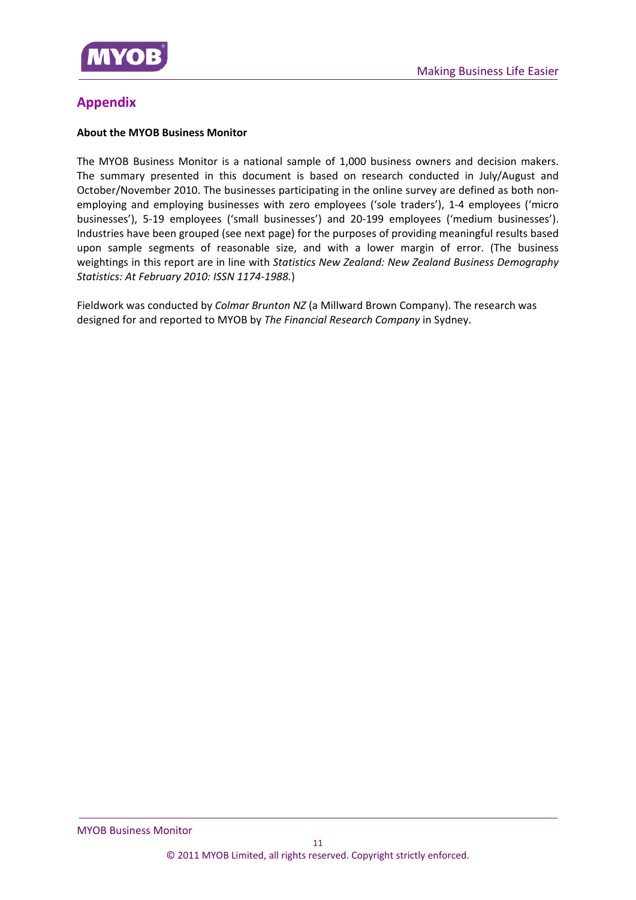## Appendix

**About the MYOB Business Monitor**

The MYOB Business Monitor is a national sample of 1,000 business owners and decision makers. The summary presented in this document is based on research conducted in July/August and October/November 2010. The businesses participating in the online survey are defined as both non-employing and employing businesses with zero employees ('sole traders'), 1-4 employees ('micro businesses'), 5-19 employees ('small businesses') and 20-199 employees ('medium businesses'). Industries have been grouped (see next page) for the purposes of providing meaningful results based upon sample segments of reasonable size, and with a lower margin of error. (The business weightings in this report are in line with *Statistics New Zealand: New Zealand Business Demography Statistics: At February 2010: ISSN 1174-1988.*)

Fieldwork was conducted by *Colmar Brunton NZ* (a Millward Brown Company). The research was designed for and reported to MYOB by *The Financial Research Company* in Sydney.